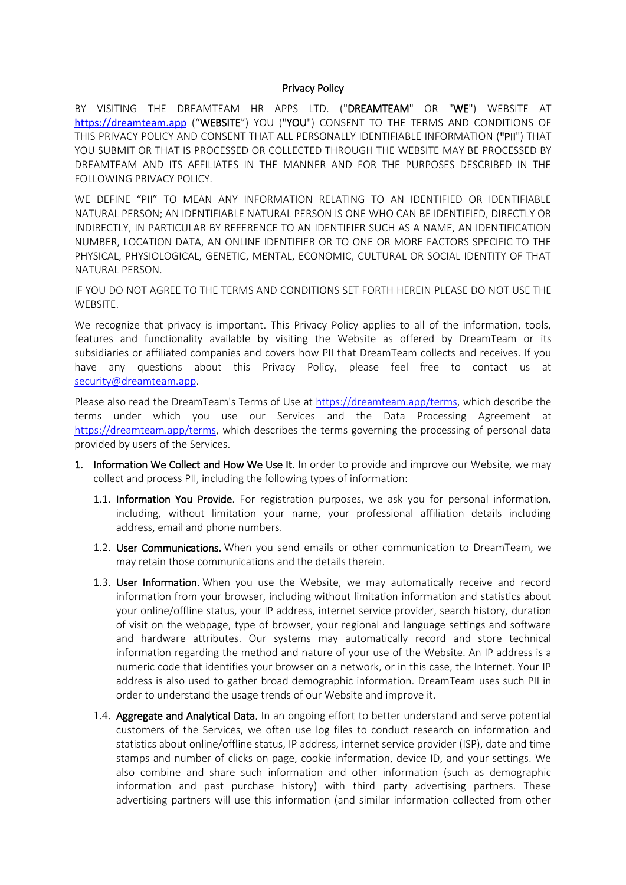# Privacy Policy

BY VISITING THE DREAMTEAM HR APPS LTD. ("**DREAMTEAM**" OR "**WE**") WEBSITE AT https://dreamteam.app ("**WEBSITE**") YOU ("**YOU**") CONSENT TO THE TERMS AND CONDITIONS OF THIS PRIVACY POLICY AND CONSENT THAT ALL PERSONALLY IDENTIFIABLE INFORMATION ("**PII**") THAT YOU SUBMIT OR THAT IS PROCESSED OR COLLECTED THROUGH THE WEBSITE MAY BE PROCESSED BY DREAMTEAM AND ITS AFFILIATES IN THE MANNER AND FOR THE PURPOSES DESCRIBED IN THE FOLLOWING PRIVACY POLICY.

WE DEFINE "PII" TO MEAN ANY INFORMATION RELATING TO AN IDENTIFIED OR IDENTIFIABLE NATURAL PERSON; AN IDENTIFIABLE NATURAL PERSON IS ONE WHO CAN BE IDENTIFIED, DIRECTLY OR INDIRECTLY, IN PARTICULAR BY REFERENCE TO AN IDENTIFIER SUCH AS A NAME, AN IDENTIFICATION NUMBER, LOCATION DATA, AN ONLINE IDENTIFIER OR TO ONE OR MORE FACTORS SPECIFIC TO THE PHYSICAL, PHYSIOLOGICAL, GENETIC, MENTAL, ECONOMIC, CULTURAL OR SOCIAL IDENTITY OF THAT NATURAL PERSON.

IF YOU DO NOT AGREE TO THE TERMS AND CONDITIONS SET FORTH HEREIN PLEASE DO NOT USE THE WEBSITE.

We recognize that privacy is important. This Privacy Policy applies to all of the information, tools, features and functionality available by visiting the Website as offered by DreamTeam or its subsidiaries or affiliated companies and covers how PII that DreamTeam collects and receives. If you have any questions about this Privacy Policy, please feel free to contact us at security@dreamteam.app.

Please also read the DreamTeam's Terms of Use at https://dreamteam.app/terms, which describe the terms under which you use our Services and the Data Processing Agreement at https://dreamteam.app/terms, which describes the terms governing the processing of personal data provided by users of the Services.

1. **Information We Collect and How We Use It**. In order to provide and improve our Website, we may collect and process PII, including the following types of information:

   1.1. **Information You Provide**. For registration purposes, we ask you for personal information, including, without limitation your name, your professional affiliation details including address, email and phone numbers.

   1.2. **User Communications.** When you send emails or other communication to DreamTeam, we may retain those communications and the details therein.

   1.3. **User Information.** When you use the Website, we may automatically receive and record information from your browser, including without limitation information and statistics about your online/offline status, your IP address, internet service provider, search history, duration of visit on the webpage, type of browser, your regional and language settings and software and hardware attributes. Our systems may automatically record and store technical information regarding the method and nature of your use of the Website. An IP address is a numeric code that identifies your browser on a network, or in this case, the Internet. Your IP address is also used to gather broad demographic information. DreamTeam uses such PII in order to understand the usage trends of our Website and improve it.

   1.4. **Aggregate and Analytical Data.** In an ongoing effort to better understand and serve potential customers of the Services, we often use log files to conduct research on information and statistics about online/offline status, IP address, internet service provider (ISP), date and time stamps and number of clicks on page, cookie information, device ID, and your settings. We also combine and share such information and other information (such as demographic information and past purchase history) with third party advertising partners. These advertising partners will use this information (and similar information collected from other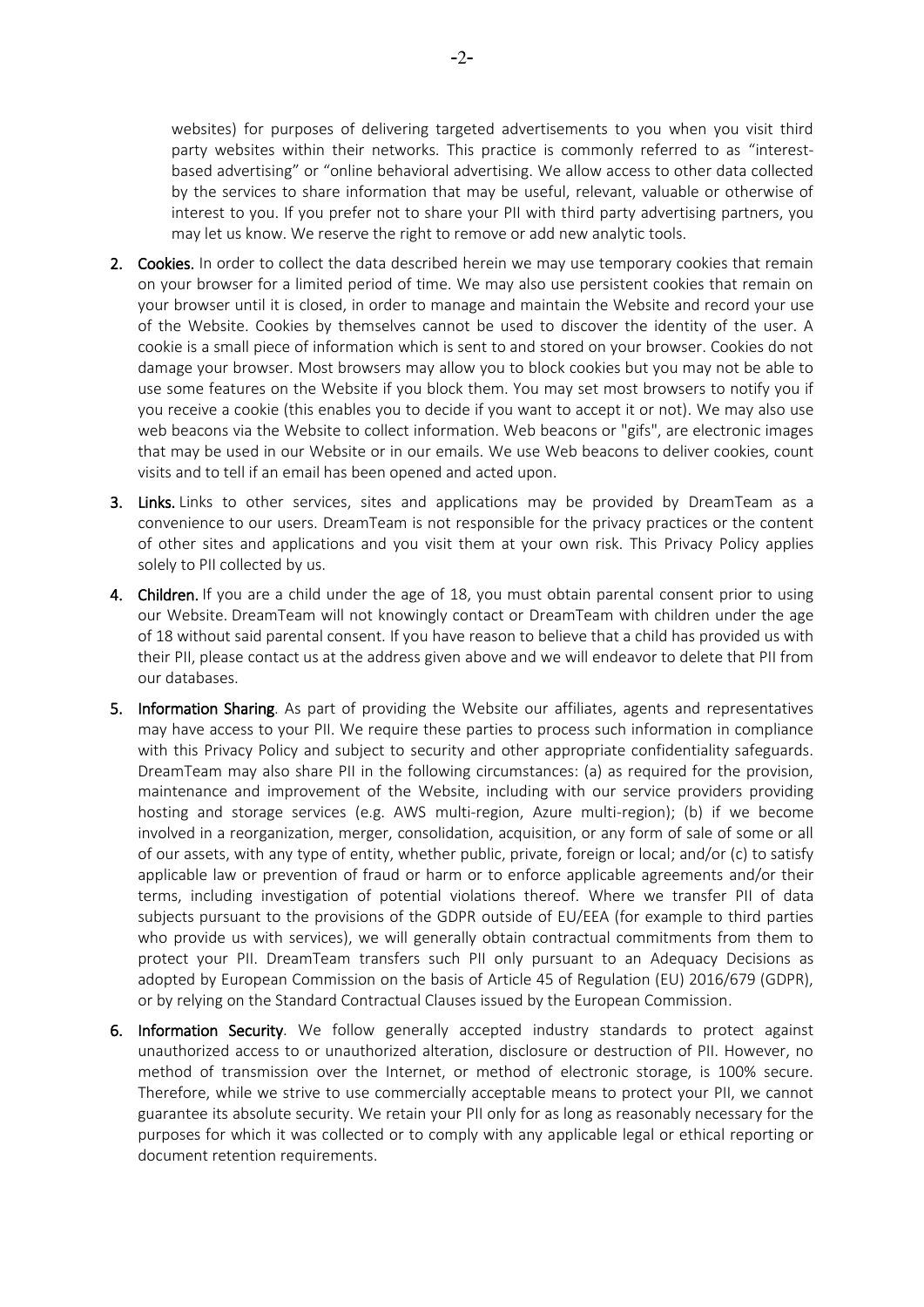websites) for purposes of delivering targeted advertisements to you when you visit third party websites within their networks. This practice is commonly referred to as "interest-based advertising" or "online behavioral advertising. We allow access to other data collected by the services to share information that may be useful, relevant, valuable or otherwise of interest to you. If you prefer not to share your PII with third party advertising partners, you may let us know. We reserve the right to remove or add new analytic tools.

2. **Cookies.** In order to collect the data described herein we may use temporary cookies that remain on your browser for a limited period of time. We may also use persistent cookies that remain on your browser until it is closed, in order to manage and maintain the Website and record your use of the Website. Cookies by themselves cannot be used to discover the identity of the user. A cookie is a small piece of information which is sent to and stored on your browser. Cookies do not damage your browser. Most browsers may allow you to block cookies but you may not be able to use some features on the Website if you block them. You may set most browsers to notify you if you receive a cookie (this enables you to decide if you want to accept it or not). We may also use web beacons via the Website to collect information. Web beacons or "gifs", are electronic images that may be used in our Website or in our emails. We use Web beacons to deliver cookies, count visits and to tell if an email has been opened and acted upon.

3. **Links.** Links to other services, sites and applications may be provided by DreamTeam as a convenience to our users. DreamTeam is not responsible for the privacy practices or the content of other sites and applications and you visit them at your own risk. This Privacy Policy applies solely to PII collected by us.

4. **Children.** If you are a child under the age of 18, you must obtain parental consent prior to using our Website. DreamTeam will not knowingly contact or DreamTeam with children under the age of 18 without said parental consent. If you have reason to believe that a child has provided us with their PII, please contact us at the address given above and we will endeavor to delete that PII from our databases.

5. **Information Sharing**. As part of providing the Website our affiliates, agents and representatives may have access to your PII. We require these parties to process such information in compliance with this Privacy Policy and subject to security and other appropriate confidentiality safeguards. DreamTeam may also share PII in the following circumstances: (a) as required for the provision, maintenance and improvement of the Website, including with our service providers providing hosting and storage services (e.g. AWS multi-region, Azure multi-region); (b) if we become involved in a reorganization, merger, consolidation, acquisition, or any form of sale of some or all of our assets, with any type of entity, whether public, private, foreign or local; and/or (c) to satisfy applicable law or prevention of fraud or harm or to enforce applicable agreements and/or their terms, including investigation of potential violations thereof. Where we transfer PII of data subjects pursuant to the provisions of the GDPR outside of EU/EEA (for example to third parties who provide us with services), we will generally obtain contractual commitments from them to protect your PII. DreamTeam transfers such PII only pursuant to an Adequacy Decisions as adopted by European Commission on the basis of Article 45 of Regulation (EU) 2016/679 (GDPR), or by relying on the Standard Contractual Clauses issued by the European Commission.

6. **Information Security**. We follow generally accepted industry standards to protect against unauthorized access to or unauthorized alteration, disclosure or destruction of PII. However, no method of transmission over the Internet, or method of electronic storage, is 100% secure. Therefore, while we strive to use commercially acceptable means to protect your PII, we cannot guarantee its absolute security. We retain your PII only for as long as reasonably necessary for the purposes for which it was collected or to comply with any applicable legal or ethical reporting or document retention requirements.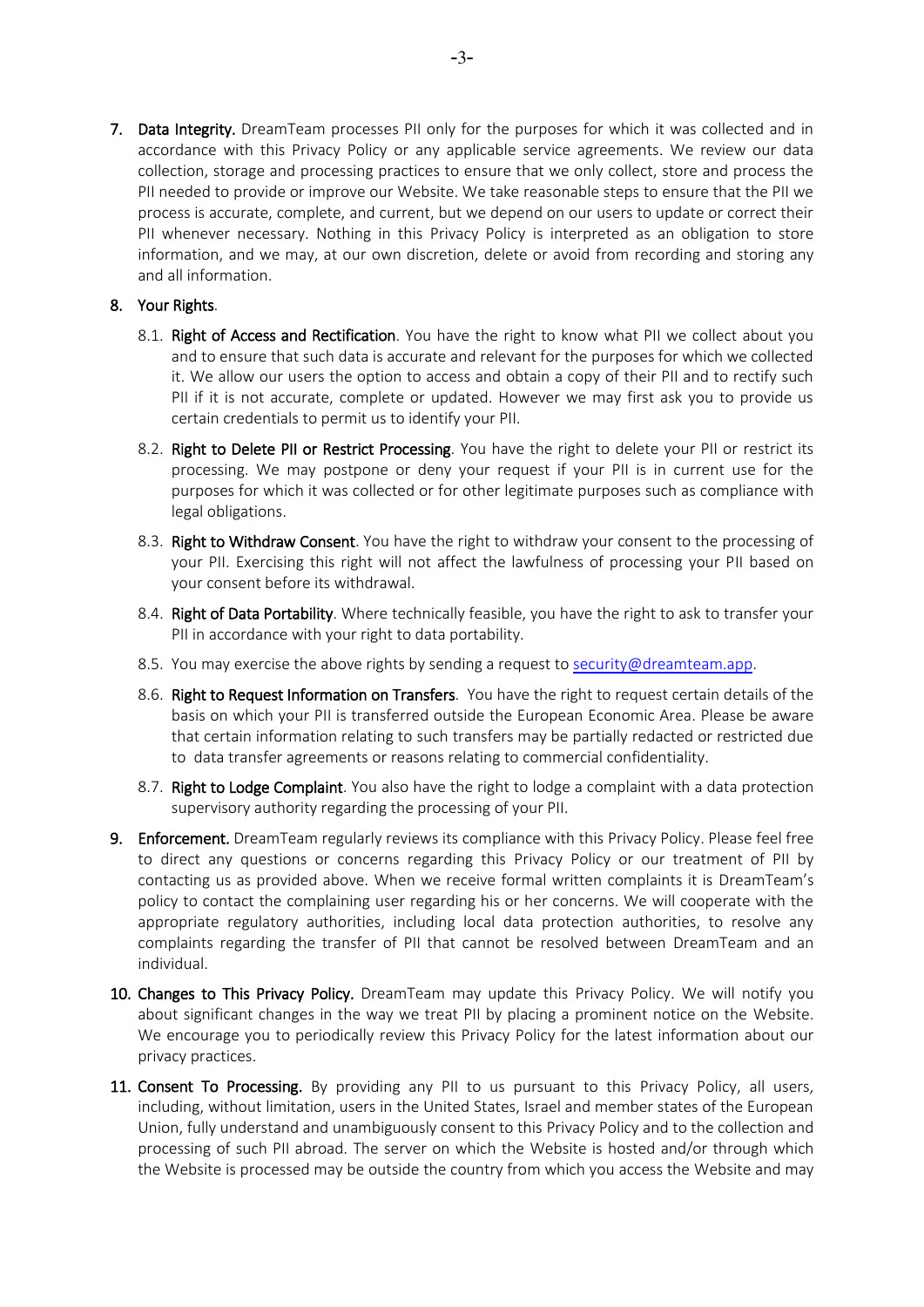7. **Data Integrity.** DreamTeam processes PII only for the purposes for which it was collected and in accordance with this Privacy Policy or any applicable service agreements. We review our data collection, storage and processing practices to ensure that we only collect, store and process the PII needed to provide or improve our Website. We take reasonable steps to ensure that the PII we process is accurate, complete, and current, but we depend on our users to update or correct their PII whenever necessary. Nothing in this Privacy Policy is interpreted as an obligation to store information, and we may, at our own discretion, delete or avoid from recording and storing any and all information.

8. **Your Rights**.

    8.1. **Right of Access and Rectification**. You have the right to know what PII we collect about you and to ensure that such data is accurate and relevant for the purposes for which we collected it. We allow our users the option to access and obtain a copy of their PII and to rectify such PII if it is not accurate, complete or updated. However we may first ask you to provide us certain credentials to permit us to identify your PII.

    8.2. **Right to Delete PII or Restrict Processing**. You have the right to delete your PII or restrict its processing. We may postpone or deny your request if your PII is in current use for the purposes for which it was collected or for other legitimate purposes such as compliance with legal obligations.

    8.3. **Right to Withdraw Consent**. You have the right to withdraw your consent to the processing of your PII. Exercising this right will not affect the lawfulness of processing your PII based on your consent before its withdrawal.

    8.4. **Right of Data Portability**. Where technically feasible, you have the right to ask to transfer your PII in accordance with your right to data portability.

    8.5. You may exercise the above rights by sending a request to security@dreamteam.app.

    8.6. **Right to Request Information on Transfers**. You have the right to request certain details of the basis on which your PII is transferred outside the European Economic Area. Please be aware that certain information relating to such transfers may be partially redacted or restricted due to data transfer agreements or reasons relating to commercial confidentiality.

    8.7. **Right to Lodge Complaint**. You also have the right to lodge a complaint with a data protection supervisory authority regarding the processing of your PII.

9. **Enforcement.** DreamTeam regularly reviews its compliance with this Privacy Policy. Please feel free to direct any questions or concerns regarding this Privacy Policy or our treatment of PII by contacting us as provided above. When we receive formal written complaints it is DreamTeam's policy to contact the complaining user regarding his or her concerns. We will cooperate with the appropriate regulatory authorities, including local data protection authorities, to resolve any complaints regarding the transfer of PII that cannot be resolved between DreamTeam and an individual.

10. **Changes to This Privacy Policy.** DreamTeam may update this Privacy Policy. We will notify you about significant changes in the way we treat PII by placing a prominent notice on the Website. We encourage you to periodically review this Privacy Policy for the latest information about our privacy practices.

11. **Consent To Processing.** By providing any PII to us pursuant to this Privacy Policy, all users, including, without limitation, users in the United States, Israel and member states of the European Union, fully understand and unambiguously consent to this Privacy Policy and to the collection and processing of such PII abroad. The server on which the Website is hosted and/or through which the Website is processed may be outside the country from which you access the Website and may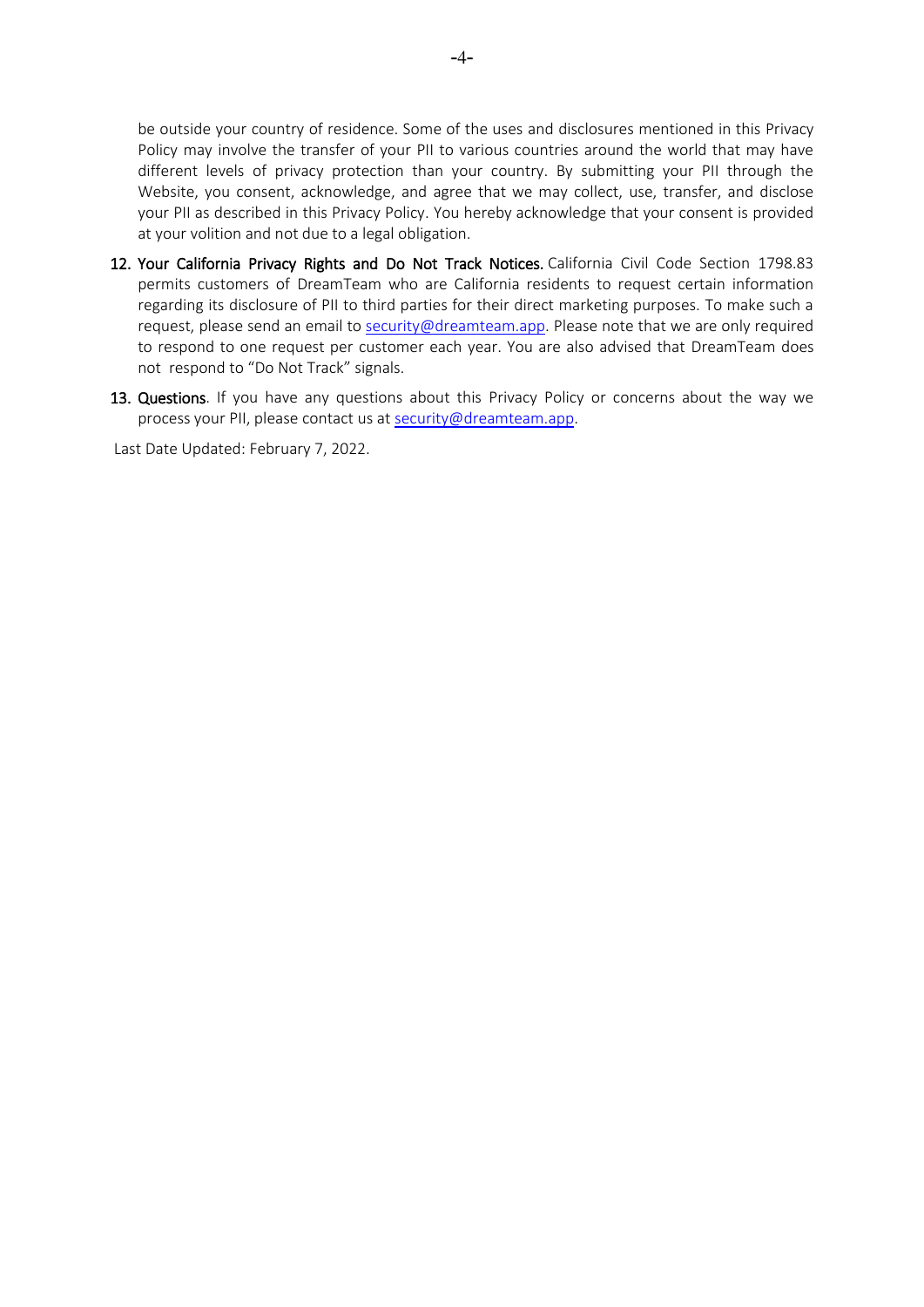be outside your country of residence. Some of the uses and disclosures mentioned in this Privacy Policy may involve the transfer of your PII to various countries around the world that may have different levels of privacy protection than your country. By submitting your PII through the Website, you consent, acknowledge, and agree that we may collect, use, transfer, and disclose your PII as described in this Privacy Policy. You hereby acknowledge that your consent is provided at your volition and not due to a legal obligation.

12. **Your California Privacy Rights and Do Not Track Notices.** California Civil Code Section 1798.83 permits customers of DreamTeam who are California residents to request certain information regarding its disclosure of PII to third parties for their direct marketing purposes. To make such a request, please send an email to security@dreamteam.app. Please note that we are only required to respond to one request per customer each year. You are also advised that DreamTeam does not respond to "Do Not Track" signals.

13. **Questions**. If you have any questions about this Privacy Policy or concerns about the way we process your PII, please contact us at security@dreamteam.app.

Last Date Updated: February 7, 2022.